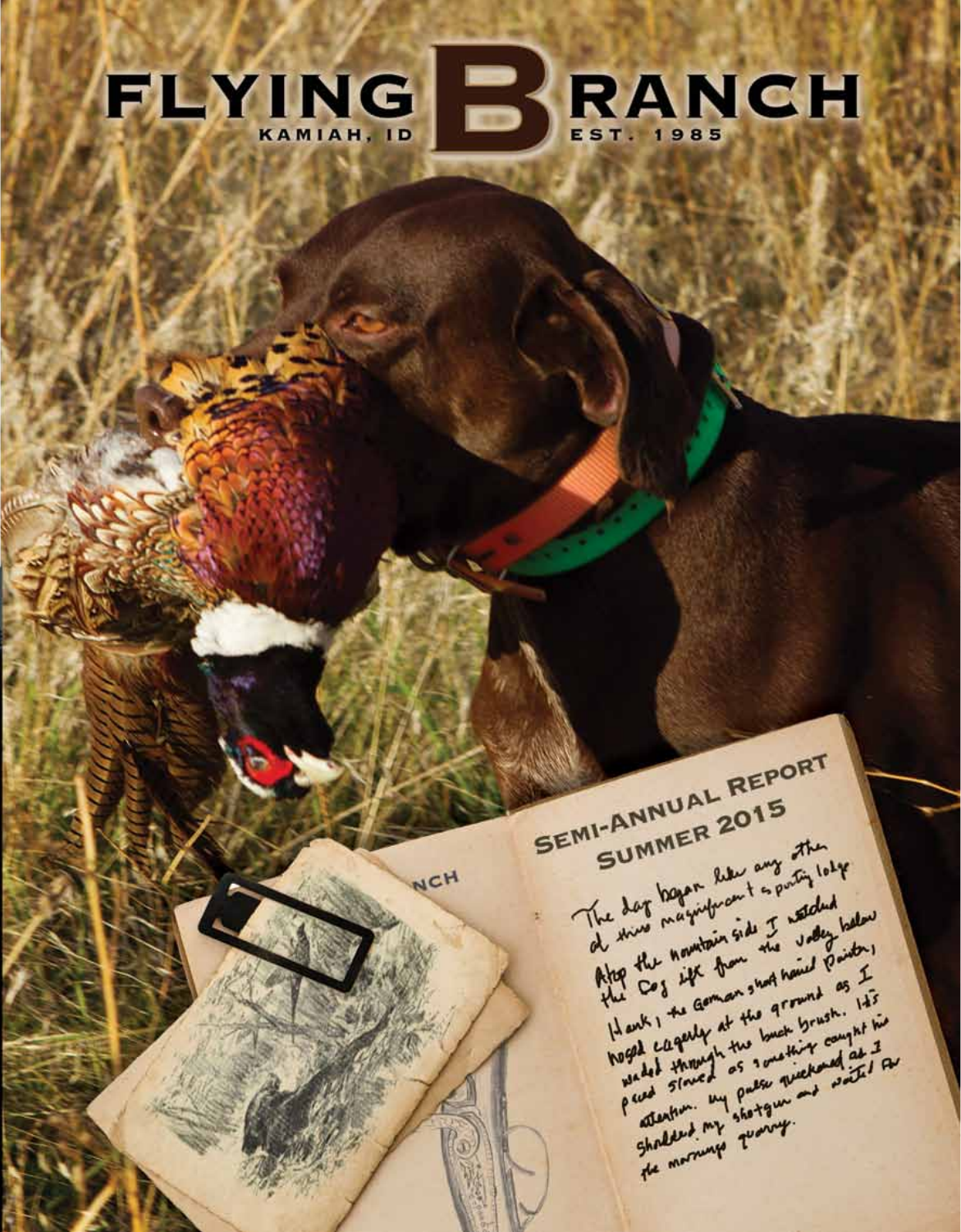# FLYING B RANCH

KAMIAH, ID — EST. 1985

## SEMI-ANNUAL REPORT
## SUMMER 2015

The day began like any other at this magnificent sporting lodge. Atop the mountain side I watched the fog lift from the valley below. Hank, the German short haired Pointer, nosed eagerly at the ground as I waded through the buck brush. He's paced slowed as something caught his attention. My pulse quickened as I shoulded my shotgun and waited for the mornings quarry.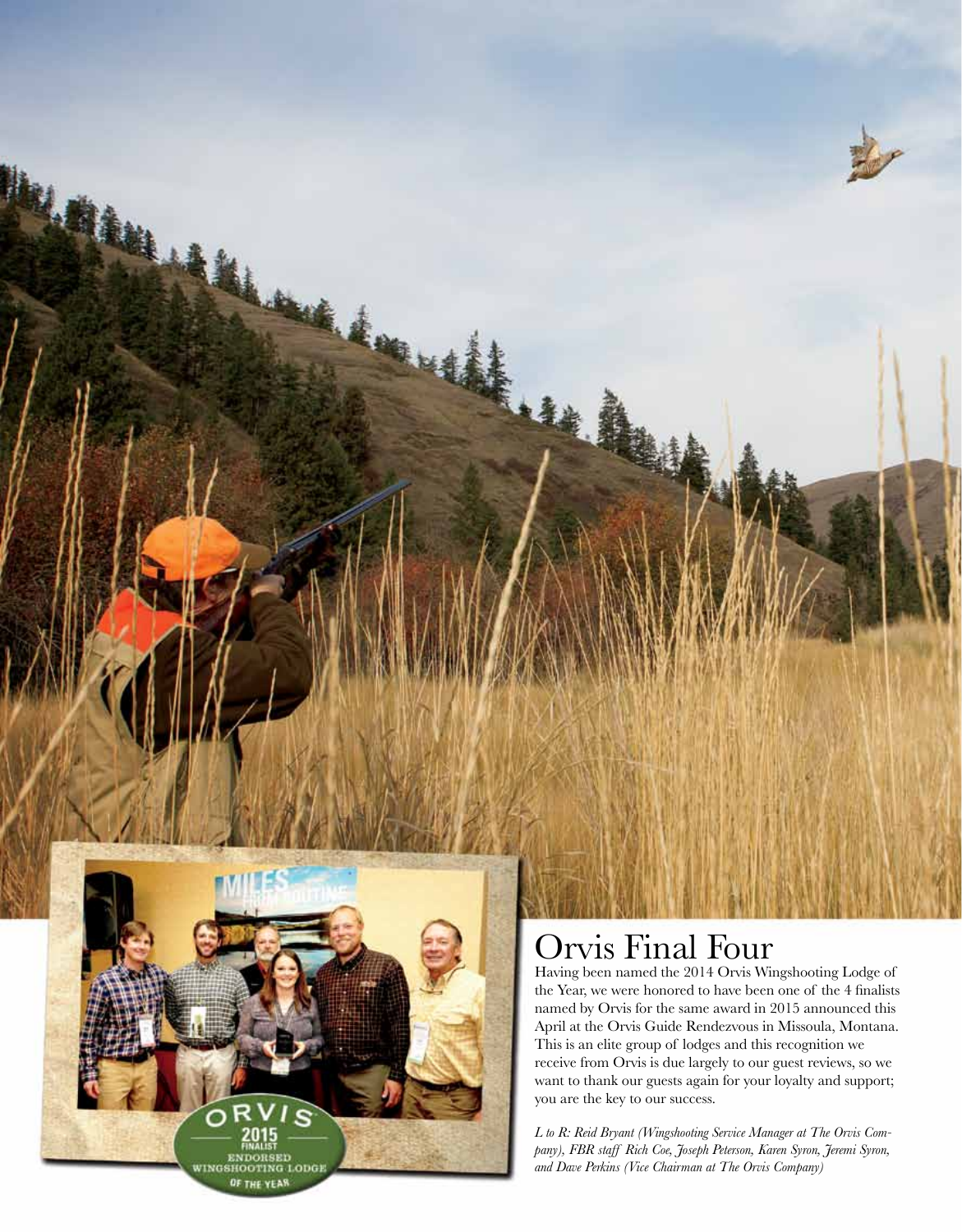## Orvis Final Four

Having been named the 2014 Orvis Wingshooting Lodge of the Year, we were honored to have been one of the 4 finalists named by Orvis for the same award in 2015 announced this April at the Orvis Guide Rendezvous in Missoula, Montana. This is an elite group of lodges and this recognition we receive from Orvis is due largely to our guest reviews, so we want to thank our guests again for your loyalty and support; you are the key to our success.

*L to R: Reid Bryant (Wingshooting Service Manager at The Orvis Company), FBR staff Rich Coe, Joseph Peterson, Karen Syron, Jeremi Syron, and Dave Perkins (Vice Chairman at The Orvis Company)*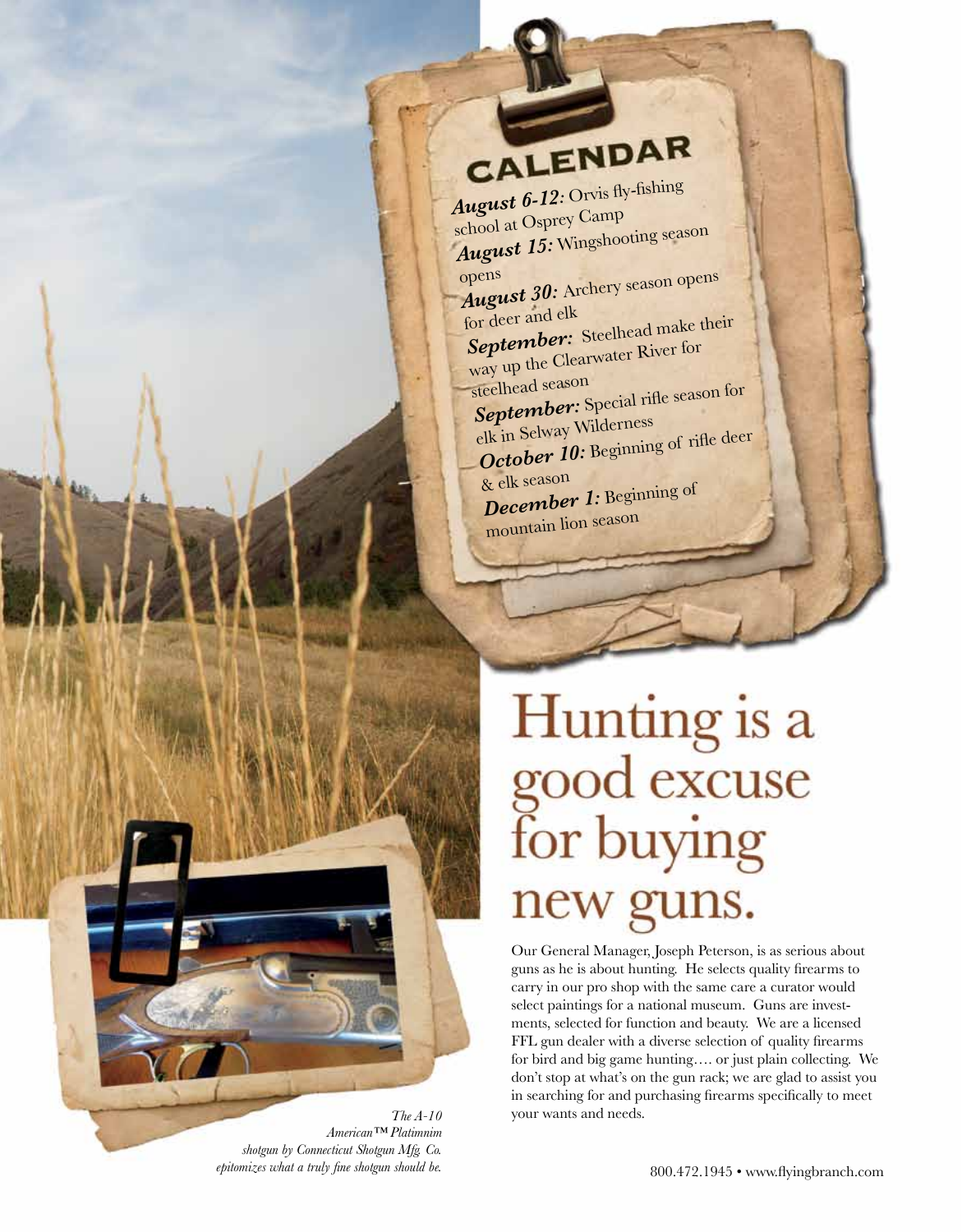## CALENDAR

***August 6-12:*** Orvis fly-fishing school at Osprey Camp

***August 15:*** Wingshooting season opens

***August 30:*** Archery season opens for deer and elk

***September:*** Steelhead make their way up the Clearwater River for steelhead season

***September:*** Special rifle season for elk in Selway Wilderness

***October 10:*** Beginning of rifle deer & elk season

***December 1:*** Beginning of mountain lion season

*The A-10 American™ Platimnim shotgun by Connecticut Shotgun Mfg. Co. epitomizes what a truly fine shotgun should be.*

# Hunting is a good excuse for buying new guns.

Our General Manager, Joseph Peterson, is as serious about guns as he is about hunting. He selects quality firearms to carry in our pro shop with the same care a curator would select paintings for a national museum. Guns are investments, selected for function and beauty. We are a licensed FFL gun dealer with a diverse selection of quality firearms for bird and big game hunting…. or just plain collecting. We don't stop at what's on the gun rack; we are glad to assist you in searching for and purchasing firearms specifically to meet your wants and needs.

800.472.1945 • www.flyingbranch.com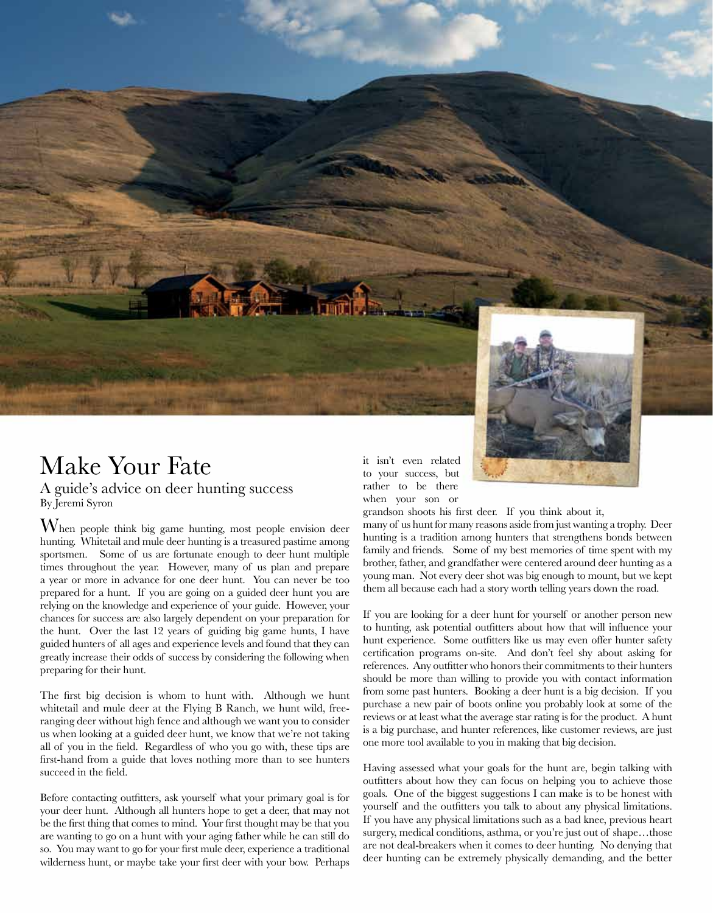# Make Your Fate

## A guide's advice on deer hunting success

By Jeremi Syron

When people think big game hunting, most people envision deer hunting. Whitetail and mule deer hunting is a treasured pastime among sportsmen. Some of us are fortunate enough to deer hunt multiple times throughout the year. However, many of us plan and prepare a year or more in advance for one deer hunt. You can never be too prepared for a hunt. If you are going on a guided deer hunt you are relying on the knowledge and experience of your guide. However, your chances for success are also largely dependent on your preparation for the hunt. Over the last 12 years of guiding big game hunts, I have guided hunters of all ages and experience levels and found that they can greatly increase their odds of success by considering the following when preparing for their hunt.

The first big decision is whom to hunt with. Although we hunt whitetail and mule deer at the Flying B Ranch, we hunt wild, free-ranging deer without high fence and although we want you to consider us when looking at a guided deer hunt, we know that we're not taking all of you in the field. Regardless of who you go with, these tips are first-hand from a guide that loves nothing more than to see hunters succeed in the field.

Before contacting outfitters, ask yourself what your primary goal is for your deer hunt. Although all hunters hope to get a deer, that may not be the first thing that comes to mind. Your first thought may be that you are wanting to go on a hunt with your aging father while he can still do so. You may want to go for your first mule deer, experience a traditional wilderness hunt, or maybe take your first deer with your bow. Perhaps it isn't even related to your success, but rather to be there when your son or grandson shoots his first deer. If you think about it, many of us hunt for many reasons aside from just wanting a trophy. Deer hunting is a tradition among hunters that strengthens bonds between family and friends. Some of my best memories of time spent with my brother, father, and grandfather were centered around deer hunting as a young man. Not every deer shot was big enough to mount, but we kept them all because each had a story worth telling years down the road.

If you are looking for a deer hunt for yourself or another person new to hunting, ask potential outfitters about how that will influence your hunt experience. Some outfitters like us may even offer hunter safety certification programs on-site. And don't feel shy about asking for references. Any outfitter who honors their commitments to their hunters should be more than willing to provide you with contact information from some past hunters. Booking a deer hunt is a big decision. If you purchase a new pair of boots online you probably look at some of the reviews or at least what the average star rating is for the product. A hunt is a big purchase, and hunter references, like customer reviews, are just one more tool available to you in making that big decision.

Having assessed what your goals for the hunt are, begin talking with outfitters about how they can focus on helping you to achieve those goals. One of the biggest suggestions I can make is to be honest with yourself and the outfitters you talk to about any physical limitations. If you have any physical limitations such as a bad knee, previous heart surgery, medical conditions, asthma, or you're just out of shape…those are not deal-breakers when it comes to deer hunting. No denying that deer hunting can be extremely physically demanding, and the better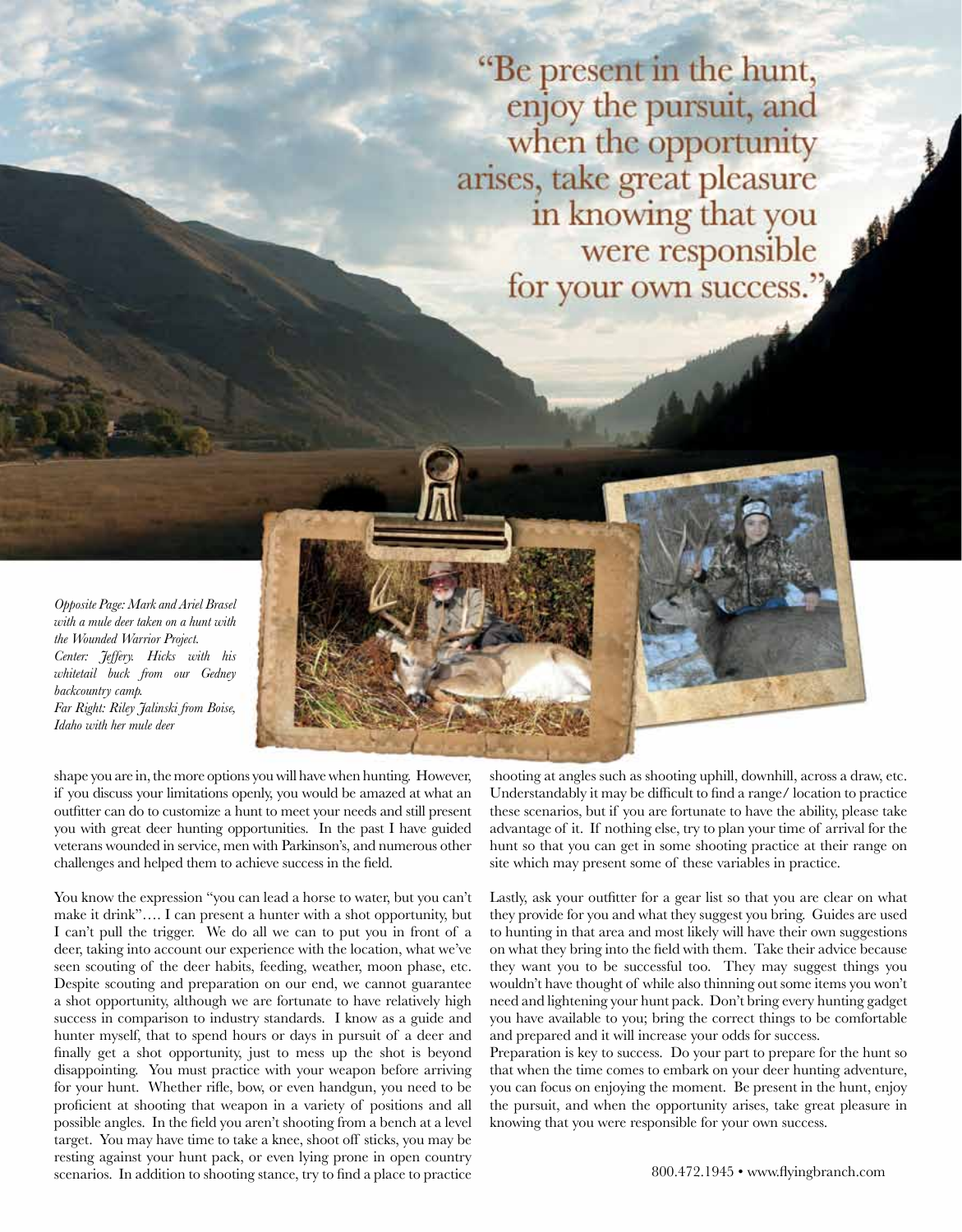"Be present in the hunt, enjoy the pursuit, and when the opportunity arises, take great pleasure in knowing that you were responsible for your own success."

*Opposite Page: Mark and Ariel Brasel with a mule deer taken on a hunt with the Wounded Warrior Project.*
*Center: Jeffery. Hicks with his whitetail buck from our Gedney backcountry camp.*
*Far Right: Riley Jalinski from Boise, Idaho with her mule deer*

shape you are in, the more options you will have when hunting. However, if you discuss your limitations openly, you would be amazed at what an outfitter can do to customize a hunt to meet your needs and still present you with great deer hunting opportunities. In the past I have guided veterans wounded in service, men with Parkinson's, and numerous other challenges and helped them to achieve success in the field.

You know the expression "you can lead a horse to water, but you can't make it drink"…. I can present a hunter with a shot opportunity, but I can't pull the trigger. We do all we can to put you in front of a deer, taking into account our experience with the location, what we've seen scouting of the deer habits, feeding, weather, moon phase, etc. Despite scouting and preparation on our end, we cannot guarantee a shot opportunity, although we are fortunate to have relatively high success in comparison to industry standards. I know as a guide and hunter myself, that to spend hours or days in pursuit of a deer and finally get a shot opportunity, just to mess up the shot is beyond disappointing. You must practice with your weapon before arriving for your hunt. Whether rifle, bow, or even handgun, you need to be proficient at shooting that weapon in a variety of positions and all possible angles. In the field you aren't shooting from a bench at a level target. You may have time to take a knee, shoot off sticks, you may be resting against your hunt pack, or even lying prone in open country scenarios. In addition to shooting stance, try to find a place to practice shooting at angles such as shooting uphill, downhill, across a draw, etc. Understandably it may be difficult to find a range/ location to practice these scenarios, but if you are fortunate to have the ability, please take advantage of it. If nothing else, try to plan your time of arrival for the hunt so that you can get in some shooting practice at their range on site which may present some of these variables in practice.

Lastly, ask your outfitter for a gear list so that you are clear on what they provide for you and what they suggest you bring. Guides are used to hunting in that area and most likely will have their own suggestions on what they bring into the field with them. Take their advice because they want you to be successful too. They may suggest things you wouldn't have thought of while also thinning out some items you won't need and lightening your hunt pack. Don't bring every hunting gadget you have available to you; bring the correct things to be comfortable and prepared and it will increase your odds for success.

Preparation is key to success. Do your part to prepare for the hunt so that when the time comes to embark on your deer hunting adventure, you can focus on enjoying the moment. Be present in the hunt, enjoy the pursuit, and when the opportunity arises, take great pleasure in knowing that you were responsible for your own success.

800.472.1945 • www.flyingbranch.com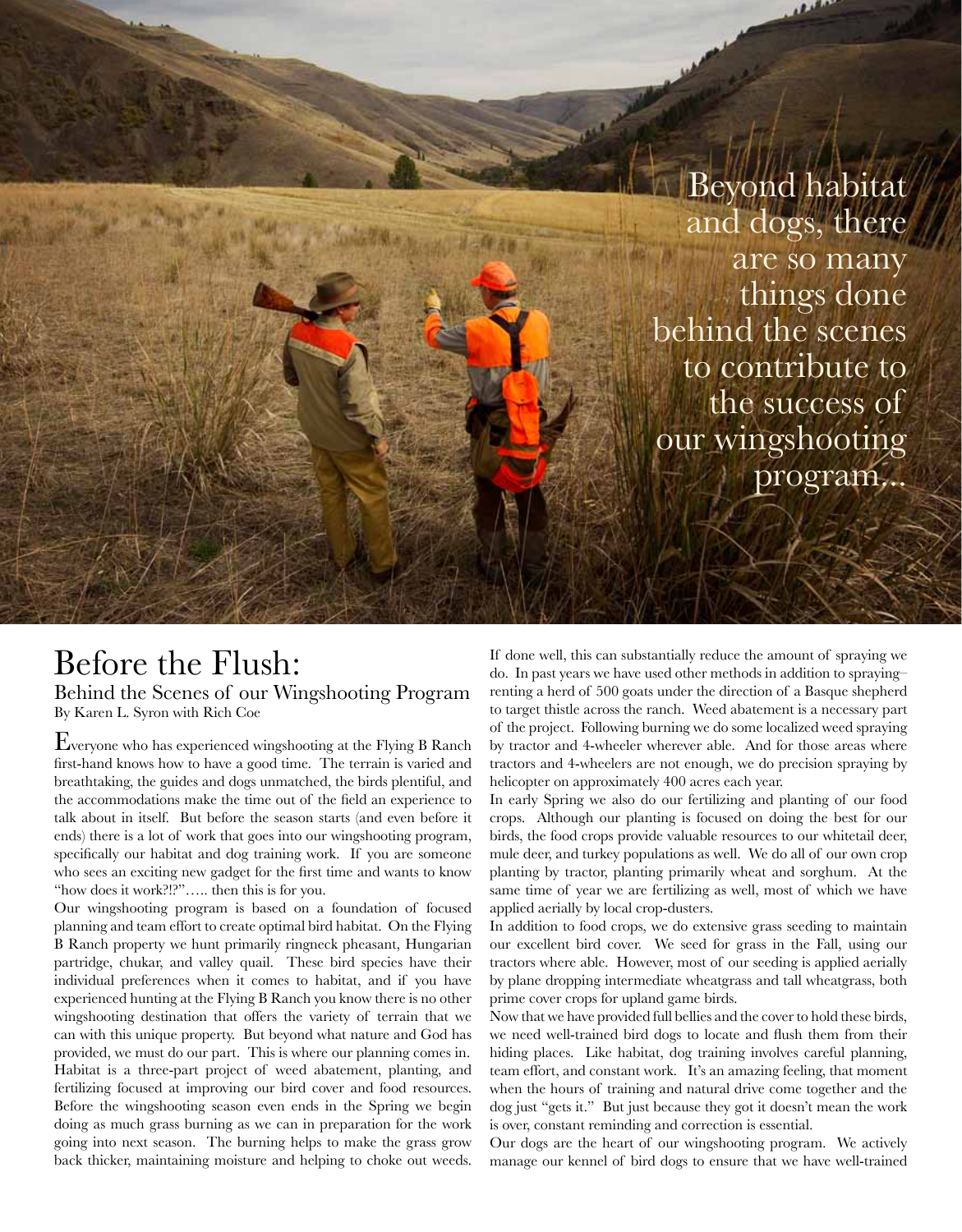Beyond habitat and dogs, there are so many things done behind the scenes to contribute to the success of our wingshooting program...

# Before the Flush:

## Behind the Scenes of our Wingshooting Program

By Karen L. Syron with Rich Coe

Everyone who has experienced wingshooting at the Flying B Ranch first-hand knows how to have a good time. The terrain is varied and breathtaking, the guides and dogs unmatched, the birds plentiful, and the accommodations make the time out of the field an experience to talk about in itself. But before the season starts (and even before it ends) there is a lot of work that goes into our wingshooting program, specifically our habitat and dog training work. If you are someone who sees an exciting new gadget for the first time and wants to know "how does it work?!?"….. then this is for you.

Our wingshooting program is based on a foundation of focused planning and team effort to create optimal bird habitat. On the Flying B Ranch property we hunt primarily ringneck pheasant, Hungarian partridge, chukar, and valley quail. These bird species have their individual preferences when it comes to habitat, and if you have experienced hunting at the Flying B Ranch you know there is no other wingshooting destination that offers the variety of terrain that we can with this unique property. But beyond what nature and God has provided, we must do our part. This is where our planning comes in.

Habitat is a three-part project of weed abatement, planting, and fertilizing focused at improving our bird cover and food resources. Before the wingshooting season even ends in the Spring we begin doing as much grass burning as we can in preparation for the work going into next season. The burning helps to make the grass grow back thicker, maintaining moisture and helping to choke out weeds. If done well, this can substantially reduce the amount of spraying we do. In past years we have used other methods in addition to spraying– renting a herd of 500 goats under the direction of a Basque shepherd to target thistle across the ranch. Weed abatement is a necessary part of the project. Following burning we do some localized weed spraying by tractor and 4-wheeler wherever able. And for those areas where tractors and 4-wheelers are not enough, we do precision spraying by helicopter on approximately 400 acres each year.

In early Spring we also do our fertilizing and planting of our food crops. Although our planting is focused on doing the best for our birds, the food crops provide valuable resources to our whitetail deer, mule deer, and turkey populations as well. We do all of our own crop planting by tractor, planting primarily wheat and sorghum. At the same time of year we are fertilizing as well, most of which we have applied aerially by local crop-dusters.

In addition to food crops, we do extensive grass seeding to maintain our excellent bird cover. We seed for grass in the Fall, using our tractors where able. However, most of our seeding is applied aerially by plane dropping intermediate wheatgrass and tall wheatgrass, both prime cover crops for upland game birds.

Now that we have provided full bellies and the cover to hold these birds, we need well-trained bird dogs to locate and flush them from their hiding places. Like habitat, dog training involves careful planning, team effort, and constant work. It's an amazing feeling, that moment when the hours of training and natural drive come together and the dog just "gets it." But just because they got it doesn't mean the work is over, constant reminding and correction is essential.

Our dogs are the heart of our wingshooting program. We actively manage our kennel of bird dogs to ensure that we have well-trained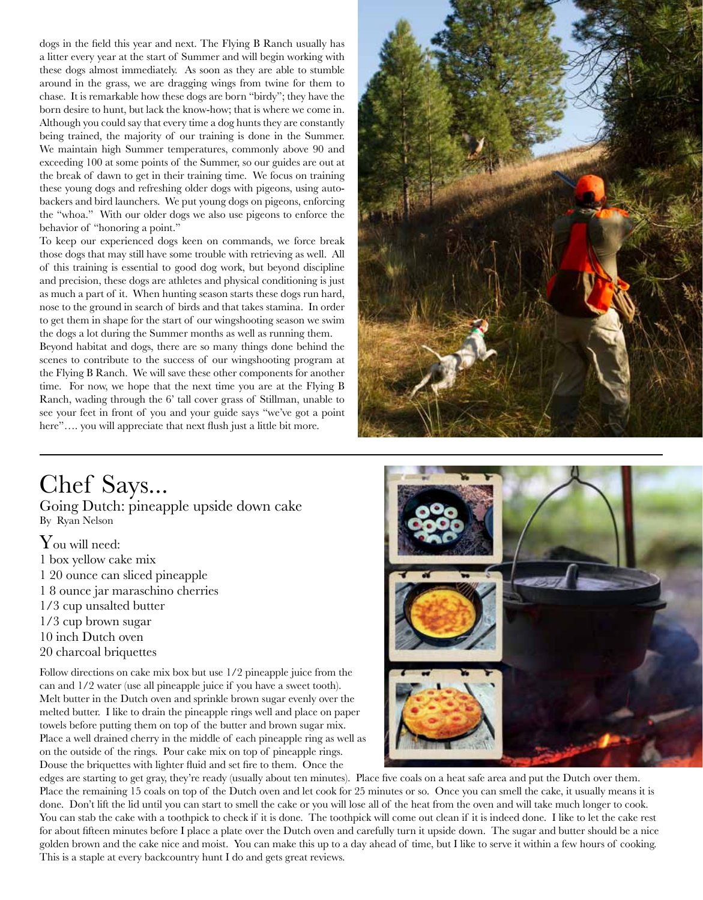dogs in the field this year and next. The Flying B Ranch usually has a litter every year at the start of Summer and will begin working with these dogs almost immediately. As soon as they are able to stumble around in the grass, we are dragging wings from twine for them to chase. It is remarkable how these dogs are born "birdy"; they have the born desire to hunt, but lack the know-how; that is where we come in. Although you could say that every time a dog hunts they are constantly being trained, the majority of our training is done in the Summer. We maintain high Summer temperatures, commonly above 90 and exceeding 100 at some points of the Summer, so our guides are out at the break of dawn to get in their training time. We focus on training these young dogs and refreshing older dogs with pigeons, using auto-backers and bird launchers. We put young dogs on pigeons, enforcing the "whoa." With our older dogs we also use pigeons to enforce the behavior of "honoring a point."

To keep our experienced dogs keen on commands, we force break those dogs that may still have some trouble with retrieving as well. All of this training is essential to good dog work, but beyond discipline and precision, these dogs are athletes and physical conditioning is just as much a part of it. When hunting season starts these dogs run hard, nose to the ground in search of birds and that takes stamina. In order to get them in shape for the start of our wingshooting season we swim the dogs a lot during the Summer months as well as running them.

Beyond habitat and dogs, there are so many things done behind the scenes to contribute to the success of our wingshooting program at the Flying B Ranch. We will save these other components for another time. For now, we hope that the next time you are at the Flying B Ranch, wading through the 6' tall cover grass of Stillman, unable to see your feet in front of you and your guide says "we've got a point here"…. you will appreciate that next flush just a little bit more.

---

# Chef Says...

## Going Dutch: pineapple upside down cake

By Ryan Nelson

You will need:

- 1 box yellow cake mix
- 1 20 ounce can sliced pineapple
- 1 8 ounce jar maraschino cherries
- 1/3 cup unsalted butter
- 1/3 cup brown sugar
- 10 inch Dutch oven
- 20 charcoal briquettes

Follow directions on cake mix box but use 1/2 pineapple juice from the can and 1/2 water (use all pineapple juice if you have a sweet tooth). Melt butter in the Dutch oven and sprinkle brown sugar evenly over the melted butter. I like to drain the pineapple rings well and place on paper towels before putting them on top of the butter and brown sugar mix. Place a well drained cherry in the middle of each pineapple ring as well as on the outside of the rings. Pour cake mix on top of pineapple rings. Douse the briquettes with lighter fluid and set fire to them. Once the edges are starting to get gray, they're ready (usually about ten minutes). Place five coals on a heat safe area and put the Dutch over them. Place the remaining 15 coals on top of the Dutch oven and let cook for 25 minutes or so. Once you can smell the cake, it usually means it is done. Don't lift the lid until you can start to smell the cake or you will lose all of the heat from the oven and will take much longer to cook. You can stab the cake with a toothpick to check if it is done. The toothpick will come out clean if it is indeed done. I like to let the cake rest for about fifteen minutes before I place a plate over the Dutch oven and carefully turn it upside down. The sugar and butter should be a nice golden brown and the cake nice and moist. You can make this up to a day ahead of time, but I like to serve it within a few hours of cooking. This is a staple at every backcountry hunt I do and gets great reviews.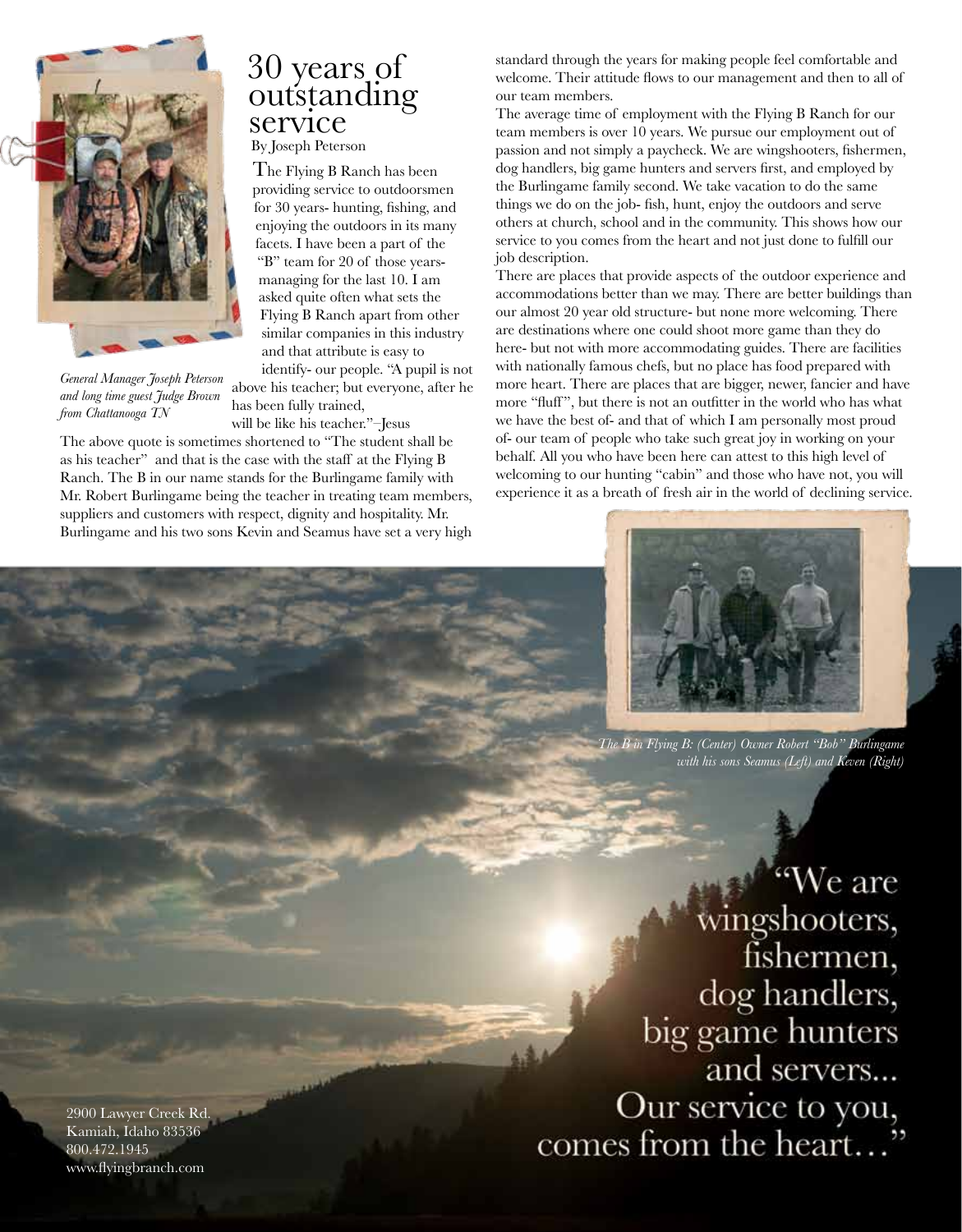# 30 years of outstanding service

By Joseph Peterson

*General Manager Joseph Peterson and long time guest Judge Brown from Chattanooga TN*

The Flying B Ranch has been providing service to outdoorsmen for 30 years- hunting, fishing, and enjoying the outdoors in its many facets. I have been a part of the "B" team for 20 of those years- managing for the last 10. I am asked quite often what sets the Flying B Ranch apart from other similar companies in this industry and that attribute is easy to identify- our people. "A pupil is not above his teacher; but everyone, after he has been fully trained, will be like his teacher."–Jesus

The above quote is sometimes shortened to "The student shall be as his teacher" and that is the case with the staff at the Flying B Ranch. The B in our name stands for the Burlingame family with Mr. Robert Burlingame being the teacher in treating team members, suppliers and customers with respect, dignity and hospitality. Mr. Burlingame and his two sons Kevin and Seamus have set a very high standard through the years for making people feel comfortable and welcome. Their attitude flows to our management and then to all of our team members.

The average time of employment with the Flying B Ranch for our team members is over 10 years. We pursue our employment out of passion and not simply a paycheck. We are wingshooters, fishermen, dog handlers, big game hunters and servers first, and employed by the Burlingame family second. We take vacation to do the same things we do on the job- fish, hunt, enjoy the outdoors and serve others at church, school and in the community. This shows how our service to you comes from the heart and not just done to fulfill our job description.

There are places that provide aspects of the outdoor experience and accommodations better than we may. There are better buildings than our almost 20 year old structure- but none more welcoming. There are destinations where one could shoot more game than they do here- but not with more accommodating guides. There are facilities with nationally famous chefs, but no place has food prepared with more heart. There are places that are bigger, newer, fancier and have more "fluff", but there is not an outfitter in the world who has what we have the best of- and that of which I am personally most proud of- our team of people who take such great joy in working on your behalf. All you who have been here can attest to this high level of welcoming to our hunting "cabin" and those who have not, you will experience it as a breath of fresh air in the world of declining service.

*The B in Flying B: (Center) Owner Robert "Bob" Burlingame with his sons Seamus (Left) and Keven (Right)*

"We are wingshooters, fishermen, dog handlers, big game hunters and servers... Our service to you, comes from the heart..."

2900 Lawyer Creek Rd.
Kamiah, Idaho 83536
800.472.1945
www.flyingbranch.com